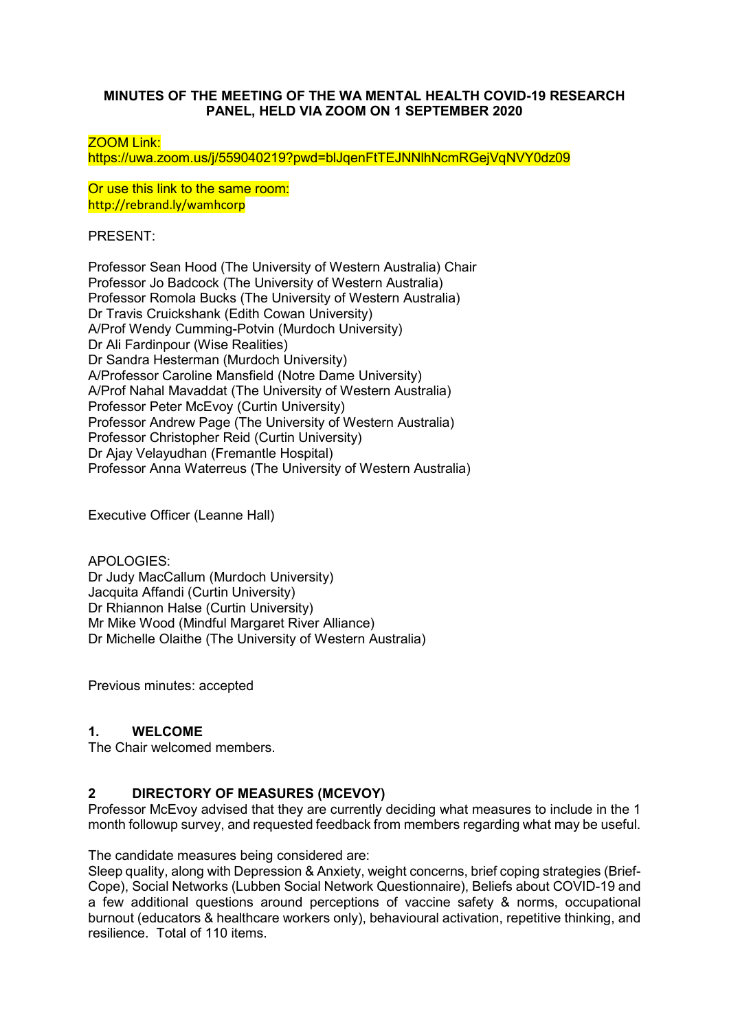**MINUTES OF THE MEETING OF THE WA MENTAL HEALTH COVID-19 RESEARCH PANEL, HELD VIA ZOOM ON 1 SEPTEMBER 2020**

ZOOM Link:
https://uwa.zoom.us/j/559040219?pwd=blJqenFtTEJNNlhNcmRGejVqNVY0dz09

Or use this link to the same room:
http://rebrand.ly/wamhcorp

PRESENT:

Professor Sean Hood (The University of Western Australia) Chair
Professor Jo Badcock (The University of Western Australia)
Professor Romola Bucks (The University of Western Australia)
Dr Travis Cruickshank (Edith Cowan University)
A/Prof Wendy Cumming-Potvin (Murdoch University)
Dr Ali Fardinpour (Wise Realities)
Dr Sandra Hesterman (Murdoch University)
A/Professor Caroline Mansfield (Notre Dame University)
A/Prof Nahal Mavaddat (The University of Western Australia)
Professor Peter McEvoy (Curtin University)
Professor Andrew Page (The University of Western Australia)
Professor Christopher Reid (Curtin University)
Dr Ajay Velayudhan (Fremantle Hospital)
Professor Anna Waterreus (The University of Western Australia)

Executive Officer (Leanne Hall)

APOLOGIES:
Dr Judy MacCallum (Murdoch University)
Jacquita Affandi (Curtin University)
Dr Rhiannon Halse (Curtin University)
Mr Mike Wood (Mindful Margaret River Alliance)
Dr Michelle Olaithe (The University of Western Australia)

Previous minutes: accepted

## 1. WELCOME

The Chair welcomed members.

## 2 DIRECTORY OF MEASURES (MCEVOY)

Professor McEvoy advised that they are currently deciding what measures to include in the 1 month followup survey, and requested feedback from members regarding what may be useful.

The candidate measures being considered are:
Sleep quality, along with Depression & Anxiety, weight concerns, brief coping strategies (Brief-Cope), Social Networks (Lubben Social Network Questionnaire), Beliefs about COVID-19 and a few additional questions around perceptions of vaccine safety & norms, occupational burnout (educators & healthcare workers only), behavioural activation, repetitive thinking, and resilience. Total of 110 items.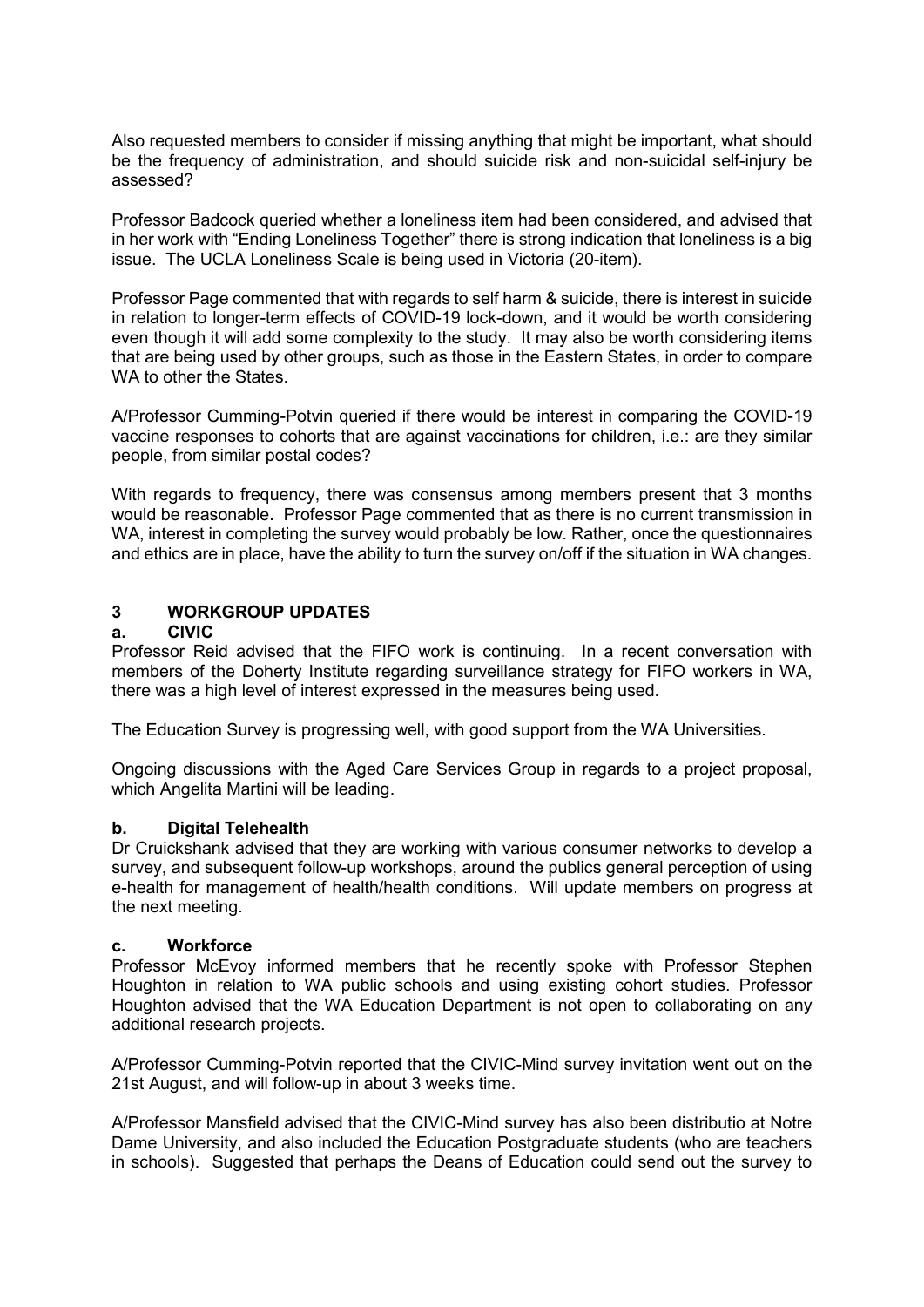Also requested members to consider if missing anything that might be important, what should be the frequency of administration, and should suicide risk and non-suicidal self-injury be assessed?

Professor Badcock queried whether a loneliness item had been considered, and advised that in her work with "Ending Loneliness Together" there is strong indication that loneliness is a big issue. The UCLA Loneliness Scale is being used in Victoria (20-item).

Professor Page commented that with regards to self harm & suicide, there is interest in suicide in relation to longer-term effects of COVID-19 lock-down, and it would be worth considering even though it will add some complexity to the study. It may also be worth considering items that are being used by other groups, such as those in the Eastern States, in order to compare WA to other the States.

A/Professor Cumming-Potvin queried if there would be interest in comparing the COVID-19 vaccine responses to cohorts that are against vaccinations for children, i.e.: are they similar people, from similar postal codes?

With regards to frequency, there was consensus among members present that 3 months would be reasonable. Professor Page commented that as there is no current transmission in WA, interest in completing the survey would probably be low. Rather, once the questionnaires and ethics are in place, have the ability to turn the survey on/off if the situation in WA changes.

## 3 WORKGROUP UPDATES

### a. CIVIC

Professor Reid advised that the FIFO work is continuing. In a recent conversation with members of the Doherty Institute regarding surveillance strategy for FIFO workers in WA, there was a high level of interest expressed in the measures being used.

The Education Survey is progressing well, with good support from the WA Universities.

Ongoing discussions with the Aged Care Services Group in regards to a project proposal, which Angelita Martini will be leading.

### b. Digital Telehealth

Dr Cruickshank advised that they are working with various consumer networks to develop a survey, and subsequent follow-up workshops, around the publics general perception of using e-health for management of health/health conditions. Will update members on progress at the next meeting.

### c. Workforce

Professor McEvoy informed members that he recently spoke with Professor Stephen Houghton in relation to WA public schools and using existing cohort studies. Professor Houghton advised that the WA Education Department is not open to collaborating on any additional research projects.

A/Professor Cumming-Potvin reported that the CIVIC-Mind survey invitation went out on the 21st August, and will follow-up in about 3 weeks time.

A/Professor Mansfield advised that the CIVIC-Mind survey has also been distributio at Notre Dame University, and also included the Education Postgraduate students (who are teachers in schools). Suggested that perhaps the Deans of Education could send out the survey to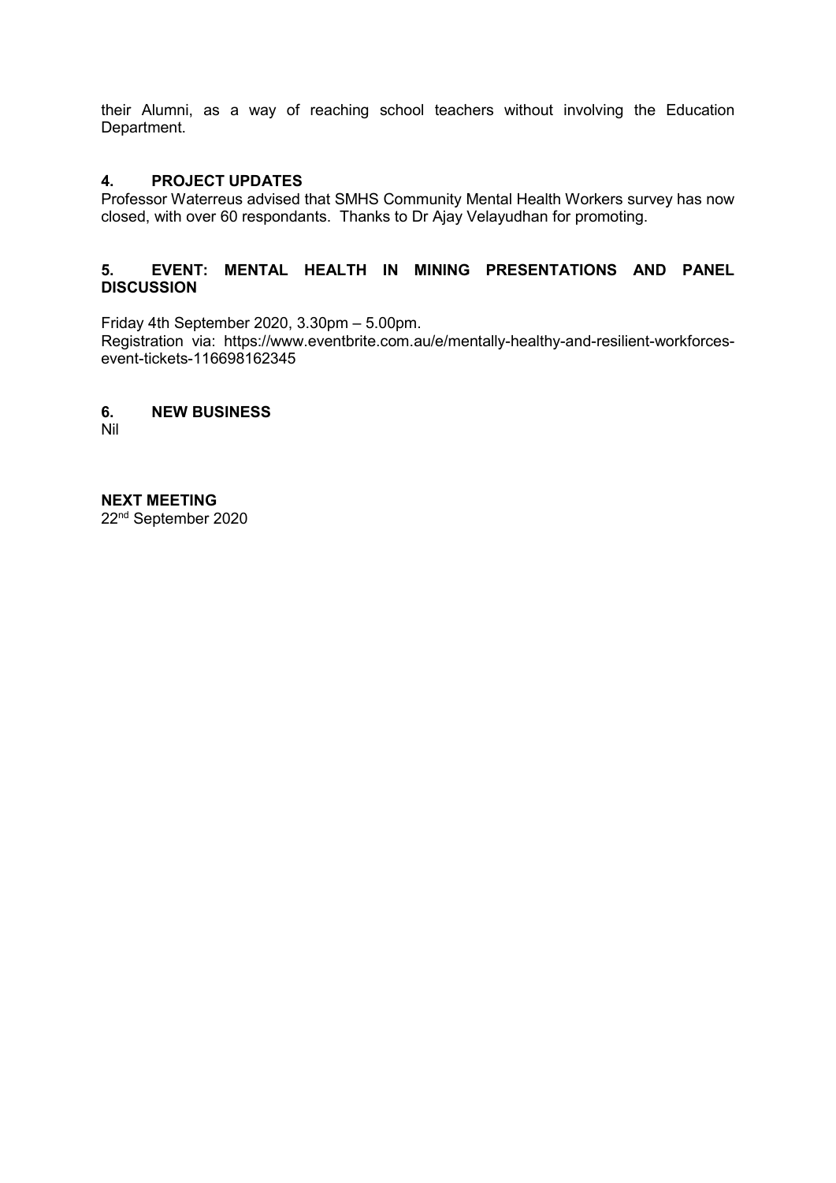their Alumni, as a way of reaching school teachers without involving the Education Department.

## 4. PROJECT UPDATES

Professor Waterreus advised that SMHS Community Mental Health Workers survey has now closed, with over 60 respondants. Thanks to Dr Ajay Velayudhan for promoting.

## 5. EVENT: MENTAL HEALTH IN MINING PRESENTATIONS AND PANEL DISCUSSION

Friday 4th September 2020, 3.30pm – 5.00pm.
Registration via: https://www.eventbrite.com.au/e/mentally-healthy-and-resilient-workforces-event-tickets-116698162345

## 6. NEW BUSINESS

Nil

**NEXT MEETING**
22nd September 2020